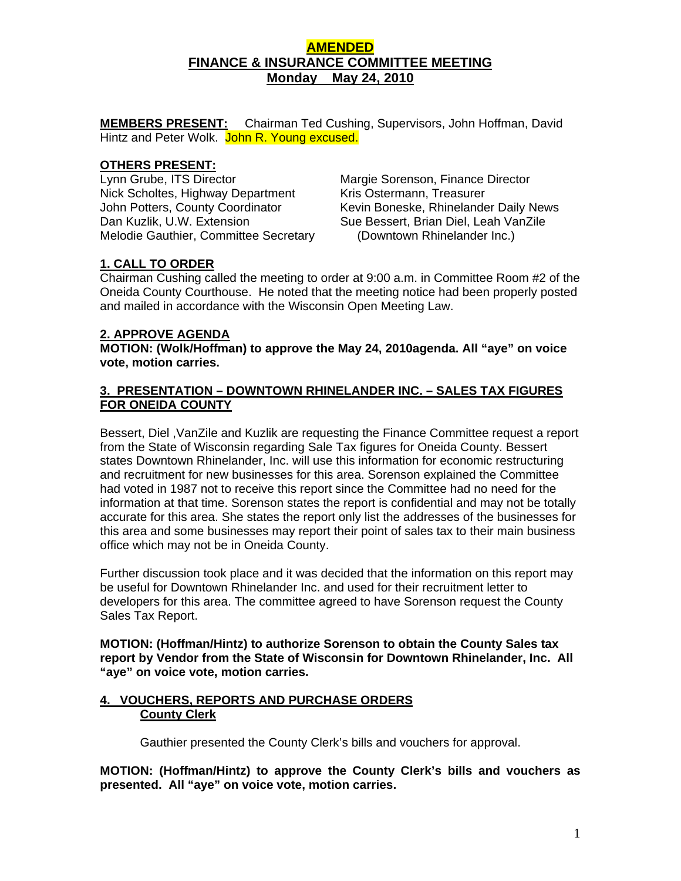# AMENDED
# FINANCE & INSURANCE COMMITTEE MEETING
## Monday May 24, 2010

**MEMBERS PRESENT:** Chairman Ted Cushing, Supervisors, John Hoffman, David Hintz and Peter Wolk. John R. Young excused.

**OTHERS PRESENT:**

Lynn Grube, ITS Director
Nick Scholtes, Highway Department
John Potters, County Coordinator
Dan Kuzlik, U.W. Extension
Melodie Gauthier, Committee Secretary
Margie Sorenson, Finance Director
Kris Ostermann, Treasurer
Kevin Boneske, Rhinelander Daily News
Sue Bessert, Brian Diel, Leah VanZile (Downtown Rhinelander Inc.)

### 1. CALL TO ORDER

Chairman Cushing called the meeting to order at 9:00 a.m. in Committee Room #2 of the Oneida County Courthouse. He noted that the meeting notice had been properly posted and mailed in accordance with the Wisconsin Open Meeting Law.

### 2. APPROVE AGENDA

**MOTION: (Wolk/Hoffman) to approve the May 24, 2010agenda. All "aye" on voice vote, motion carries.**

### 3. PRESENTATION – DOWNTOWN RHINELANDER INC. – SALES TAX FIGURES FOR ONEIDA COUNTY

Bessert, Diel ,VanZile and Kuzlik are requesting the Finance Committee request a report from the State of Wisconsin regarding Sale Tax figures for Oneida County. Bessert states Downtown Rhinelander, Inc. will use this information for economic restructuring and recruitment for new businesses for this area. Sorenson explained the Committee had voted in 1987 not to receive this report since the Committee had no need for the information at that time. Sorenson states the report is confidential and may not be totally accurate for this area. She states the report only list the addresses of the businesses for this area and some businesses may report their point of sales tax to their main business office which may not be in Oneida County.

Further discussion took place and it was decided that the information on this report may be useful for Downtown Rhinelander Inc. and used for their recruitment letter to developers for this area. The committee agreed to have Sorenson request the County Sales Tax Report.

**MOTION: (Hoffman/Hintz) to authorize Sorenson to obtain the County Sales tax report by Vendor from the State of Wisconsin for Downtown Rhinelander, Inc. All "aye" on voice vote, motion carries.**

### 4. VOUCHERS, REPORTS AND PURCHASE ORDERS

**County Clerk**

Gauthier presented the County Clerk's bills and vouchers for approval.

**MOTION: (Hoffman/Hintz) to approve the County Clerk's bills and vouchers as presented. All "aye" on voice vote, motion carries.**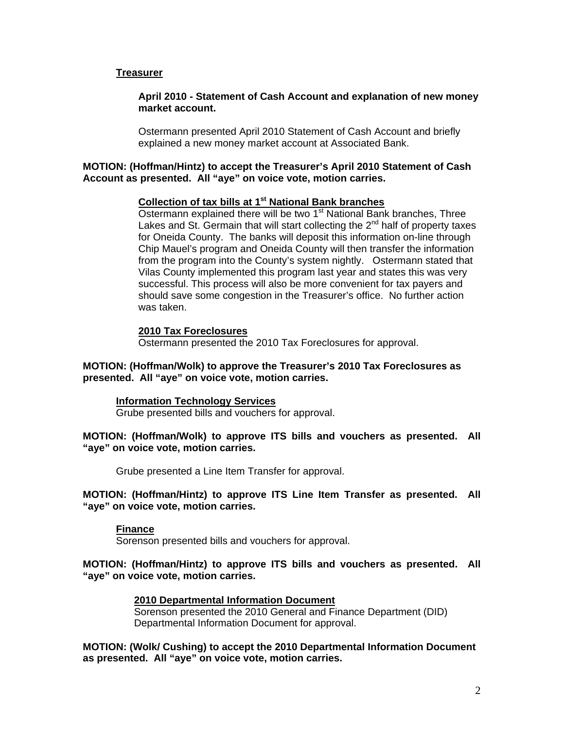**Treasurer**

**April 2010 - Statement of Cash Account and explanation of new money market account.**

Ostermann presented April 2010 Statement of Cash Account and briefly explained a new money market account at Associated Bank.

**MOTION: (Hoffman/Hintz) to accept the Treasurer's April 2010 Statement of Cash Account as presented. All "aye" on voice vote, motion carries.**

**Collection of tax bills at 1st National Bank branches**

Ostermann explained there will be two 1st National Bank branches, Three Lakes and St. Germain that will start collecting the 2nd half of property taxes for Oneida County. The banks will deposit this information on-line through Chip Mauel's program and Oneida County will then transfer the information from the program into the County's system nightly. Ostermann stated that Vilas County implemented this program last year and states this was very successful. This process will also be more convenient for tax payers and should save some congestion in the Treasurer's office. No further action was taken.

**2010 Tax Foreclosures**

Ostermann presented the 2010 Tax Foreclosures for approval.

**MOTION: (Hoffman/Wolk) to approve the Treasurer's 2010 Tax Foreclosures as presented. All "aye" on voice vote, motion carries.**

**Information Technology Services**

Grube presented bills and vouchers for approval.

**MOTION: (Hoffman/Wolk) to approve ITS bills and vouchers as presented. All "aye" on voice vote, motion carries.**

Grube presented a Line Item Transfer for approval.

**MOTION: (Hoffman/Hintz) to approve ITS Line Item Transfer as presented. All "aye" on voice vote, motion carries.**

**Finance**

Sorenson presented bills and vouchers for approval.

**MOTION: (Hoffman/Hintz) to approve ITS bills and vouchers as presented. All "aye" on voice vote, motion carries.**

**2010 Departmental Information Document**

Sorenson presented the 2010 General and Finance Department (DID) Departmental Information Document for approval.

**MOTION: (Wolk/ Cushing) to accept the 2010 Departmental Information Document as presented. All "aye" on voice vote, motion carries.**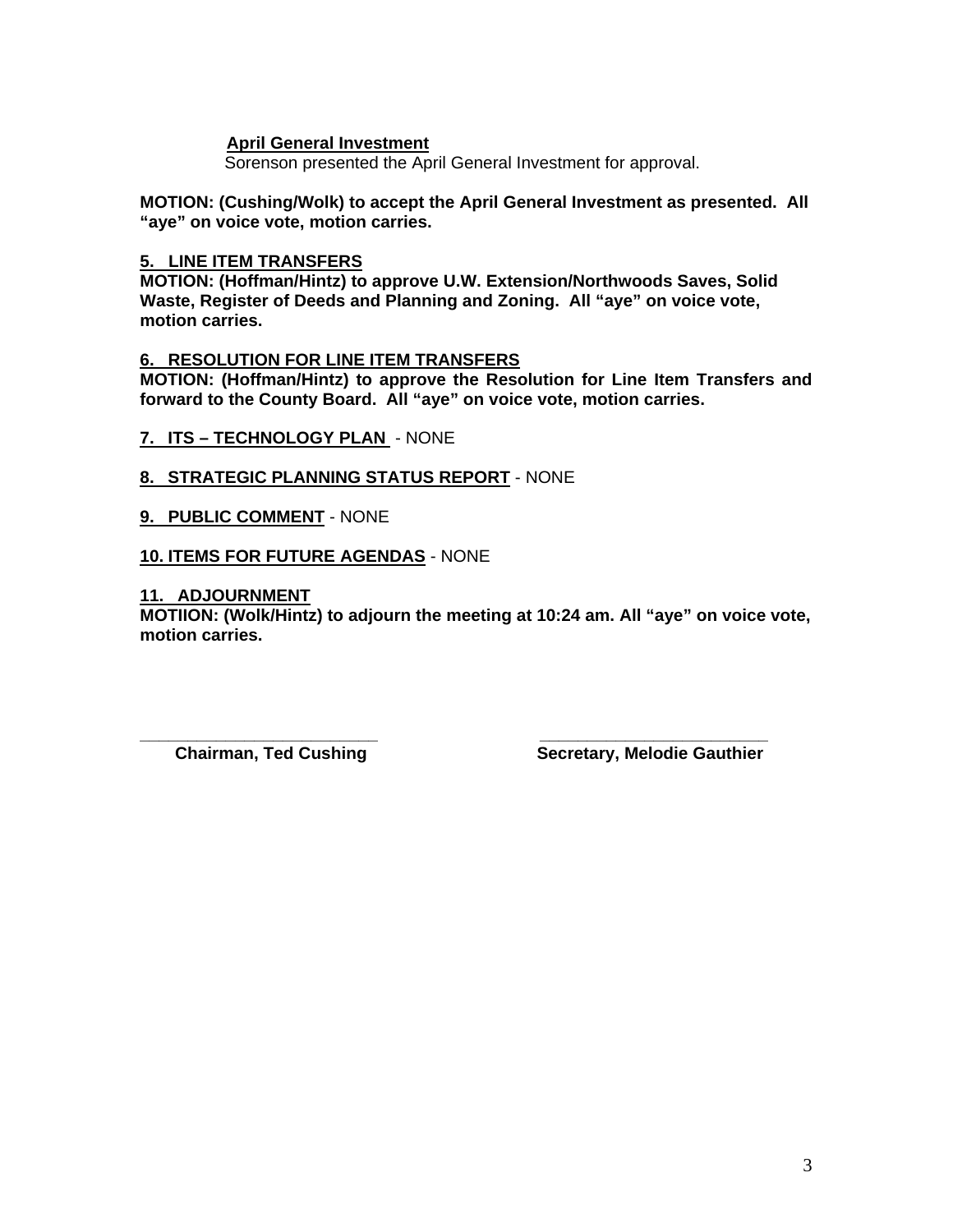**April General Investment**

Sorenson presented the April General Investment for approval.

**MOTION: (Cushing/Wolk) to accept the April General Investment as presented. All "aye" on voice vote, motion carries.**

**5. LINE ITEM TRANSFERS**

**MOTION: (Hoffman/Hintz) to approve U.W. Extension/Northwoods Saves, Solid Waste, Register of Deeds and Planning and Zoning. All "aye" on voice vote, motion carries.**

**6. RESOLUTION FOR LINE ITEM TRANSFERS**

**MOTION: (Hoffman/Hintz) to approve the Resolution for Line Item Transfers and forward to the County Board. All "aye" on voice vote, motion carries.**

**7. ITS – TECHNOLOGY PLAN** - NONE

**8. STRATEGIC PLANNING STATUS REPORT** - NONE

**9. PUBLIC COMMENT** - NONE

**10. ITEMS FOR FUTURE AGENDAS** - NONE

**11. ADJOURNMENT**

**MOTIION: (Wolk/Hintz) to adjourn the meeting at 10:24 am. All "aye" on voice vote, motion carries.**

\_\_\_\_\_\_\_\_\_\_\_\_\_\_\_\_\_\_\_\_\_\_\_\_\_\_ \_\_\_\_\_\_\_\_\_\_\_\_\_\_\_\_\_\_\_\_\_\_\_\_\_\_

**Chairman, Ted Cushing** **Secretary, Melodie Gauthier**